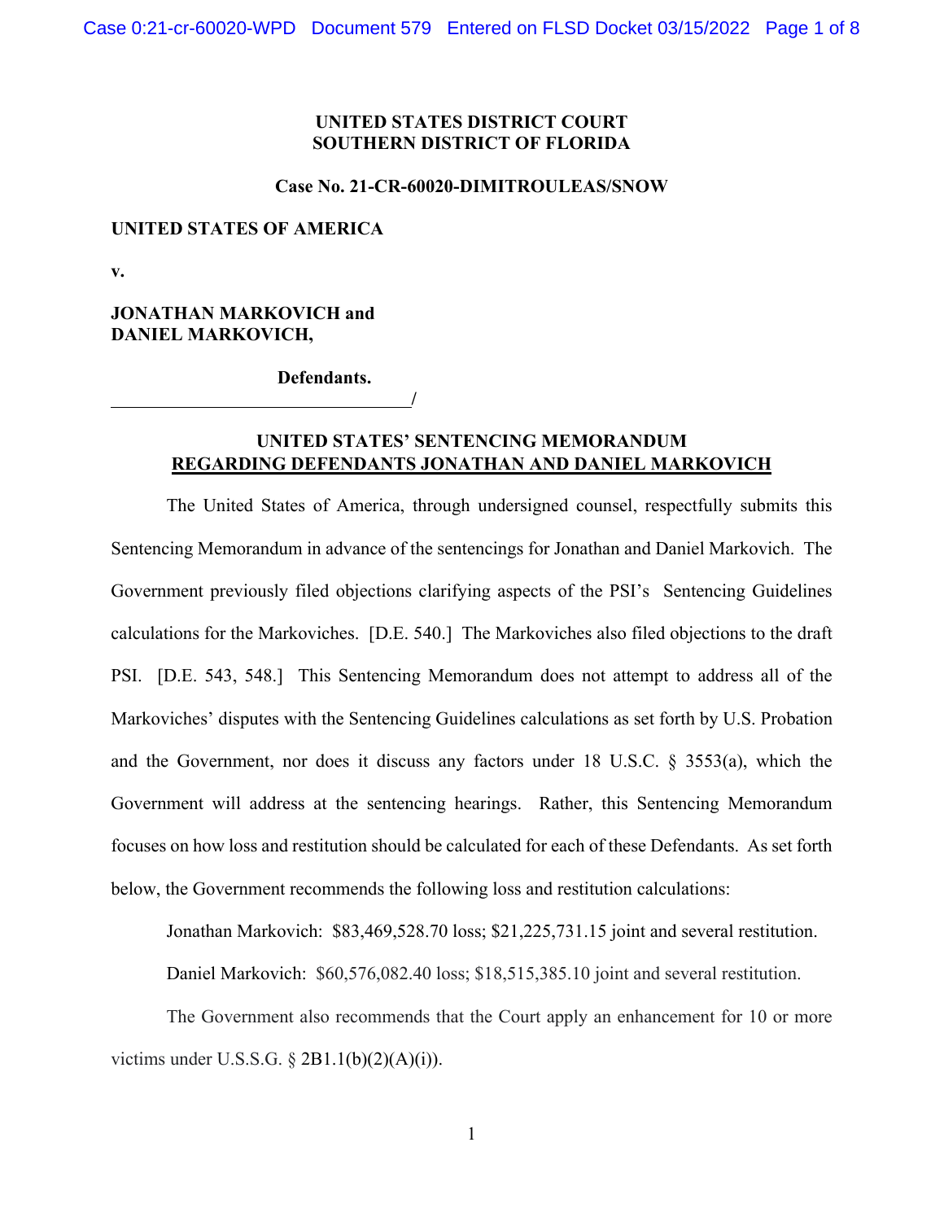**UNITED STATES DISTRICT COURT**
**SOUTHERN DISTRICT OF FLORIDA**

**Case No. 21-CR-60020-DIMITROULEAS/SNOW**

**UNITED STATES OF AMERICA**

**v.**

**JONATHAN MARKOVICH and**
**DANIEL MARKOVICH,**

**Defendants.**

_______________________________/

**UNITED STATES' SENTENCING MEMORANDUM**
**REGARDING DEFENDANTS JONATHAN AND DANIEL MARKOVICH**

The United States of America, through undersigned counsel, respectfully submits this Sentencing Memorandum in advance of the sentencings for Jonathan and Daniel Markovich. The Government previously filed objections clarifying aspects of the PSI's Sentencing Guidelines calculations for the Markoviches. [D.E. 540.] The Markoviches also filed objections to the draft PSI. [D.E. 543, 548.] This Sentencing Memorandum does not attempt to address all of the Markoviches' disputes with the Sentencing Guidelines calculations as set forth by U.S. Probation and the Government, nor does it discuss any factors under 18 U.S.C. § 3553(a), which the Government will address at the sentencing hearings. Rather, this Sentencing Memorandum focuses on how loss and restitution should be calculated for each of these Defendants. As set forth below, the Government recommends the following loss and restitution calculations:

Jonathan Markovich: $83,469,528.70 loss; $21,225,731.15 joint and several restitution.

Daniel Markovich: $60,576,082.40 loss; $18,515,385.10 joint and several restitution.

The Government also recommends that the Court apply an enhancement for 10 or more victims under U.S.S.G. § 2B1.1(b)(2)(A)(i)).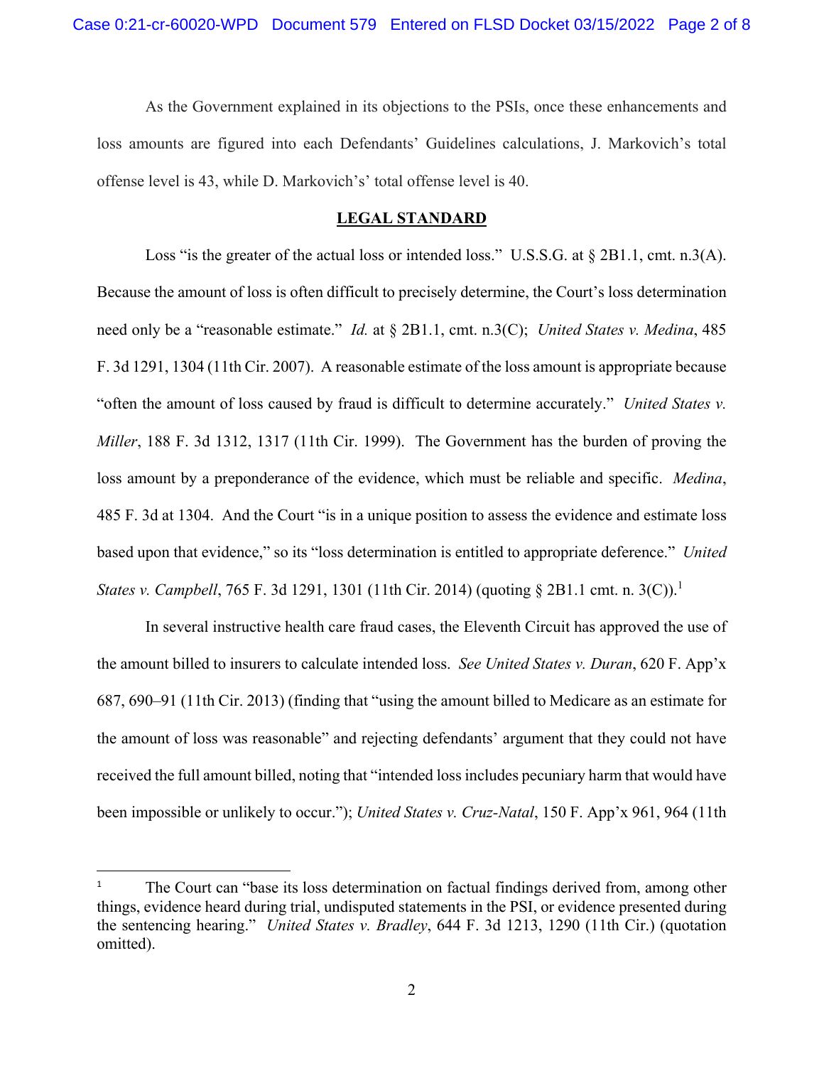As the Government explained in its objections to the PSIs, once these enhancements and loss amounts are figured into each Defendants' Guidelines calculations, J. Markovich's total offense level is 43, while D. Markovich's' total offense level is 40.

## LEGAL STANDARD

Loss "is the greater of the actual loss or intended loss." U.S.S.G. at § 2B1.1, cmt. n.3(A). Because the amount of loss is often difficult to precisely determine, the Court's loss determination need only be a "reasonable estimate." *Id.* at § 2B1.1, cmt. n.3(C); *United States v. Medina*, 485 F. 3d 1291, 1304 (11th Cir. 2007). A reasonable estimate of the loss amount is appropriate because "often the amount of loss caused by fraud is difficult to determine accurately." *United States v. Miller*, 188 F. 3d 1312, 1317 (11th Cir. 1999). The Government has the burden of proving the loss amount by a preponderance of the evidence, which must be reliable and specific. *Medina*, 485 F. 3d at 1304. And the Court "is in a unique position to assess the evidence and estimate loss based upon that evidence," so its "loss determination is entitled to appropriate deference." *United States v. Campbell*, 765 F. 3d 1291, 1301 (11th Cir. 2014) (quoting § 2B1.1 cmt. n. 3(C)).[1]

In several instructive health care fraud cases, the Eleventh Circuit has approved the use of the amount billed to insurers to calculate intended loss. *See United States v. Duran*, 620 F. App'x 687, 690–91 (11th Cir. 2013) (finding that "using the amount billed to Medicare as an estimate for the amount of loss was reasonable" and rejecting defendants' argument that they could not have received the full amount billed, noting that "intended loss includes pecuniary harm that would have been impossible or unlikely to occur."); *United States v. Cruz-Natal*, 150 F. App'x 961, 964 (11th

---

[1] The Court can "base its loss determination on factual findings derived from, among other things, evidence heard during trial, undisputed statements in the PSI, or evidence presented during the sentencing hearing." *United States v. Bradley*, 644 F. 3d 1213, 1290 (11th Cir.) (quotation omitted).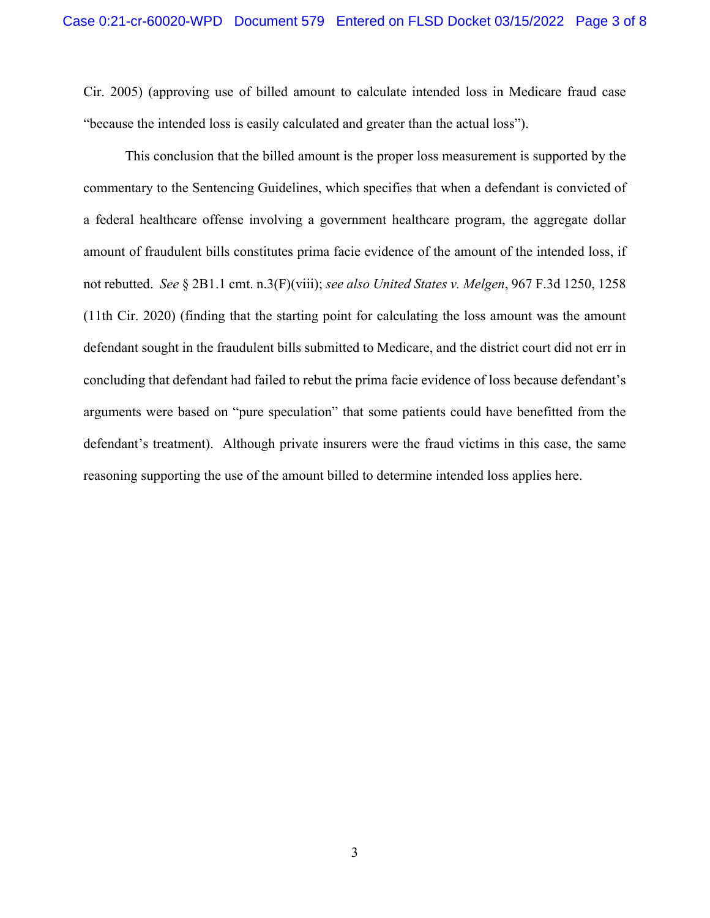Cir. 2005) (approving use of billed amount to calculate intended loss in Medicare fraud case "because the intended loss is easily calculated and greater than the actual loss").

This conclusion that the billed amount is the proper loss measurement is supported by the commentary to the Sentencing Guidelines, which specifies that when a defendant is convicted of a federal healthcare offense involving a government healthcare program, the aggregate dollar amount of fraudulent bills constitutes prima facie evidence of the amount of the intended loss, if not rebutted. *See* § 2B1.1 cmt. n.3(F)(viii); *see also United States v. Melgen*, 967 F.3d 1250, 1258 (11th Cir. 2020) (finding that the starting point for calculating the loss amount was the amount defendant sought in the fraudulent bills submitted to Medicare, and the district court did not err in concluding that defendant had failed to rebut the prima facie evidence of loss because defendant's arguments were based on "pure speculation" that some patients could have benefitted from the defendant's treatment). Although private insurers were the fraud victims in this case, the same reasoning supporting the use of the amount billed to determine intended loss applies here.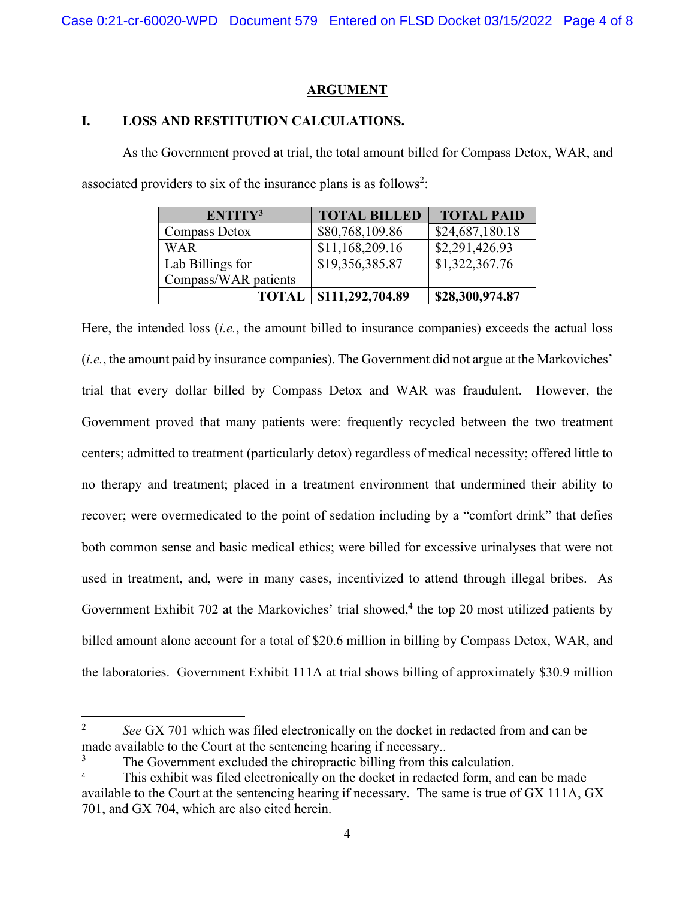## ARGUMENT

### I. LOSS AND RESTITUTION CALCULATIONS.

As the Government proved at trial, the total amount billed for Compass Detox, WAR, and associated providers to six of the insurance plans is as follows[2]:

| ENTITY[3] | TOTAL BILLED | TOTAL PAID |
|---|---|---|
| Compass Detox | $80,768,109.86 | $24,687,180.18 |
| WAR | $11,168,209.16 | $2,291,426.93 |
| Lab Billings for Compass/WAR patients | $19,356,385.87 | $1,322,367.76 |
| **TOTAL** | **$111,292,704.89** | **$28,300,974.87** |

Here, the intended loss (*i.e.*, the amount billed to insurance companies) exceeds the actual loss (*i.e.*, the amount paid by insurance companies). The Government did not argue at the Markoviches' trial that every dollar billed by Compass Detox and WAR was fraudulent. However, the Government proved that many patients were: frequently recycled between the two treatment centers; admitted to treatment (particularly detox) regardless of medical necessity; offered little to no therapy and treatment; placed in a treatment environment that undermined their ability to recover; were overmedicated to the point of sedation including by a "comfort drink" that defies both common sense and basic medical ethics; were billed for excessive urinalyses that were not used in treatment, and, were in many cases, incentivized to attend through illegal bribes. As Government Exhibit 702 at the Markoviches' trial showed,[4] the top 20 most utilized patients by billed amount alone account for a total of $20.6 million in billing by Compass Detox, WAR, and the laboratories. Government Exhibit 111A at trial shows billing of approximately $30.9 million

---

[2] *See* GX 701 which was filed electronically on the docket in redacted from and can be made available to the Court at the sentencing hearing if necessary..

[3] The Government excluded the chiropractic billing from this calculation.

[4] This exhibit was filed electronically on the docket in redacted form, and can be made available to the Court at the sentencing hearing if necessary. The same is true of GX 111A, GX 701, and GX 704, which are also cited herein.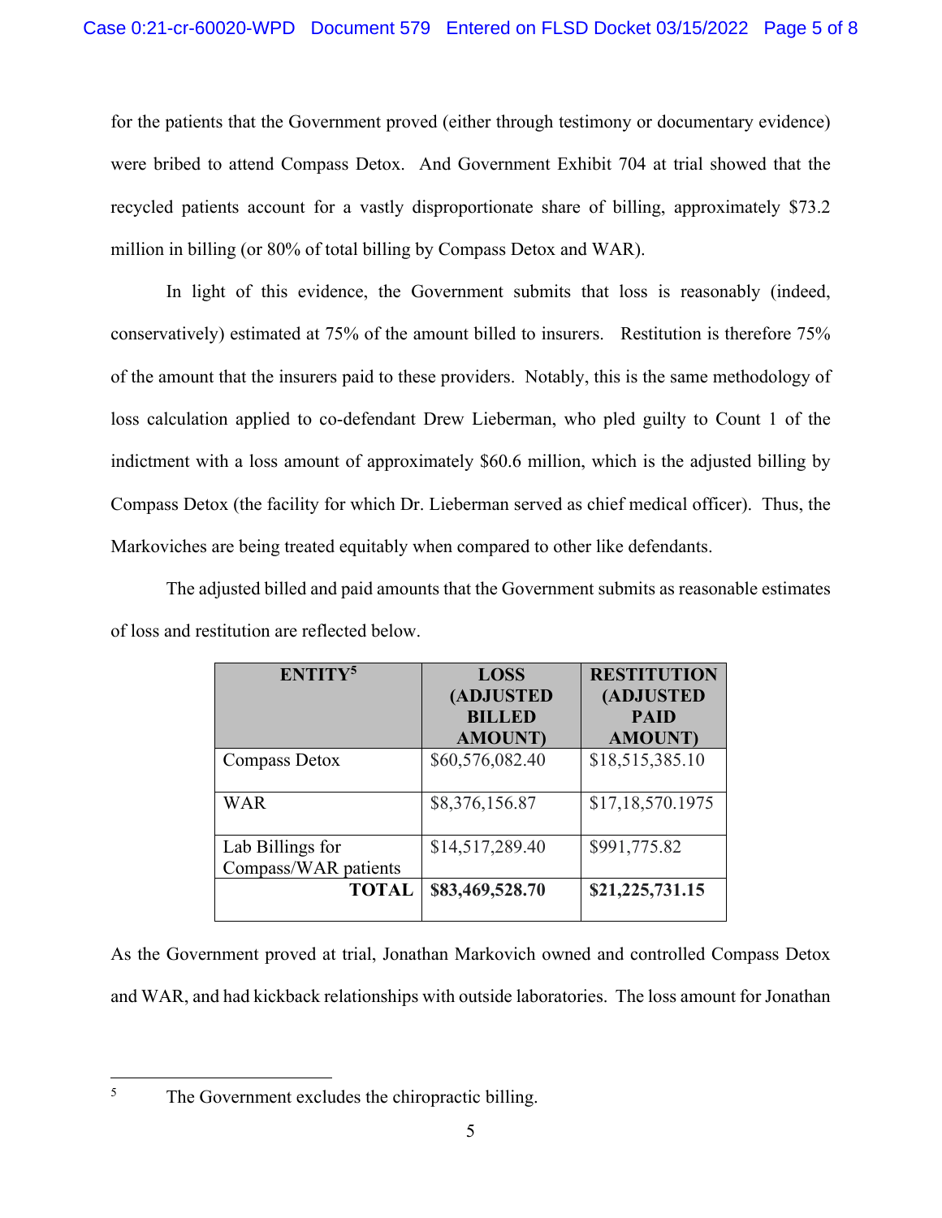for the patients that the Government proved (either through testimony or documentary evidence) were bribed to attend Compass Detox. And Government Exhibit 704 at trial showed that the recycled patients account for a vastly disproportionate share of billing, approximately $73.2 million in billing (or 80% of total billing by Compass Detox and WAR).

In light of this evidence, the Government submits that loss is reasonably (indeed, conservatively) estimated at 75% of the amount billed to insurers. Restitution is therefore 75% of the amount that the insurers paid to these providers. Notably, this is the same methodology of loss calculation applied to co-defendant Drew Lieberman, who pled guilty to Count 1 of the indictment with a loss amount of approximately $60.6 million, which is the adjusted billing by Compass Detox (the facility for which Dr. Lieberman served as chief medical officer). Thus, the Markoviches are being treated equitably when compared to other like defendants.

The adjusted billed and paid amounts that the Government submits as reasonable estimates of loss and restitution are reflected below.

| ENTITY[5] | LOSS (ADJUSTED BILLED AMOUNT) | RESTITUTION (ADJUSTED PAID AMOUNT) |
|---|---|---|
| Compass Detox | $60,576,082.40 | $18,515,385.10 |
| WAR | $8,376,156.87 | $17,18,570.1975 |
| Lab Billings for Compass/WAR patients | $14,517,289.40 | $991,775.82 |
| **TOTAL** | **$83,469,528.70** | **$21,225,731.15** |

As the Government proved at trial, Jonathan Markovich owned and controlled Compass Detox and WAR, and had kickback relationships with outside laboratories. The loss amount for Jonathan

[5] The Government excludes the chiropractic billing.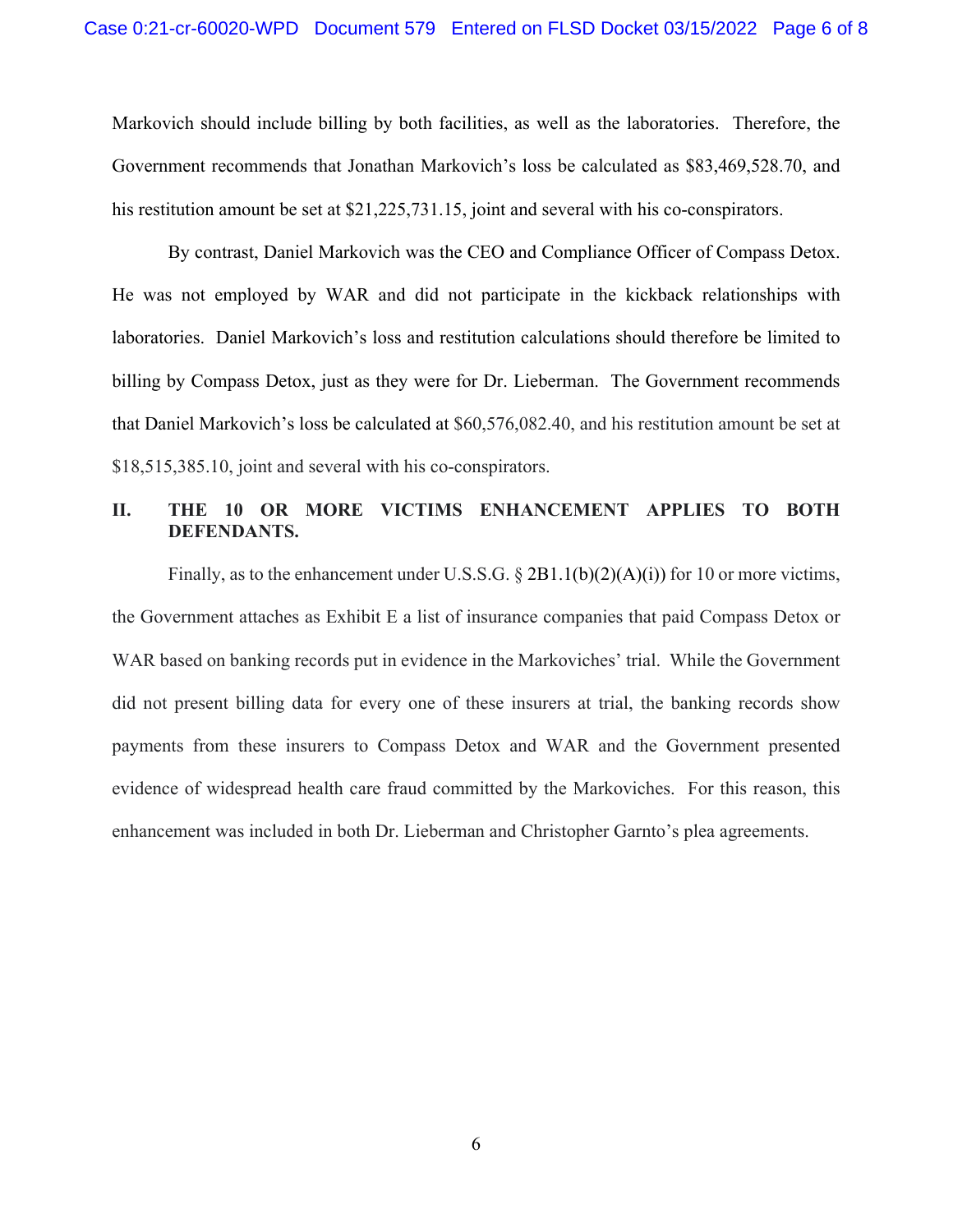Markovich should include billing by both facilities, as well as the laboratories. Therefore, the Government recommends that Jonathan Markovich's loss be calculated as $83,469,528.70, and his restitution amount be set at $21,225,731.15, joint and several with his co-conspirators.

By contrast, Daniel Markovich was the CEO and Compliance Officer of Compass Detox. He was not employed by WAR and did not participate in the kickback relationships with laboratories. Daniel Markovich's loss and restitution calculations should therefore be limited to billing by Compass Detox, just as they were for Dr. Lieberman. The Government recommends that Daniel Markovich's loss be calculated at $60,576,082.40, and his restitution amount be set at $18,515,385.10, joint and several with his co-conspirators.

## II. THE 10 OR MORE VICTIMS ENHANCEMENT APPLIES TO BOTH DEFENDANTS.

Finally, as to the enhancement under U.S.S.G. § 2B1.1(b)(2)(A)(i)) for 10 or more victims, the Government attaches as Exhibit E a list of insurance companies that paid Compass Detox or WAR based on banking records put in evidence in the Markoviches' trial. While the Government did not present billing data for every one of these insurers at trial, the banking records show payments from these insurers to Compass Detox and WAR and the Government presented evidence of widespread health care fraud committed by the Markoviches. For this reason, this enhancement was included in both Dr. Lieberman and Christopher Garnto's plea agreements.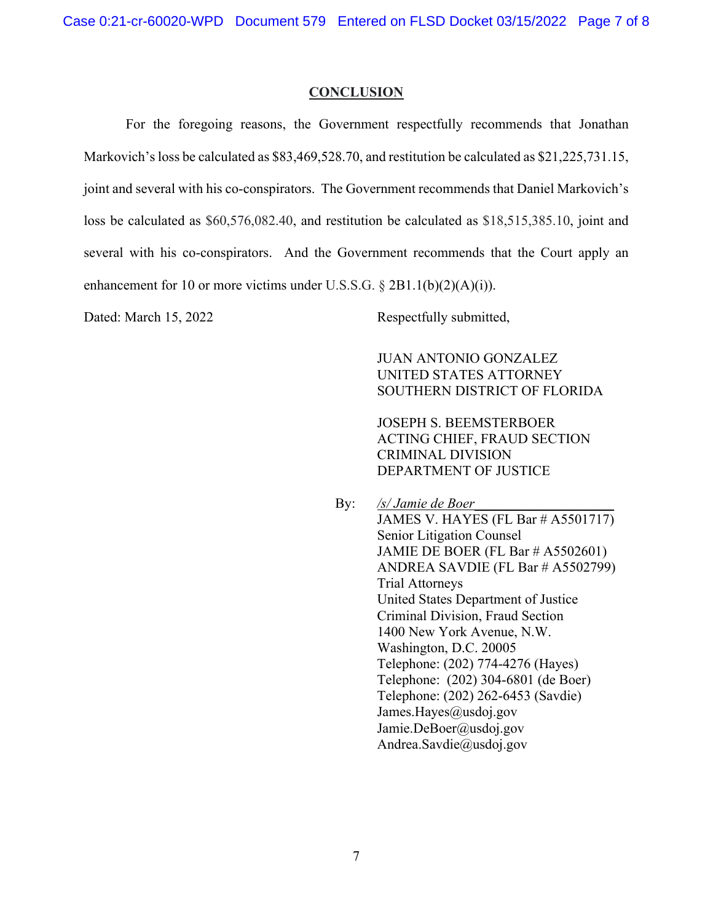## CONCLUSION

For the foregoing reasons, the Government respectfully recommends that Jonathan Markovich's loss be calculated as $83,469,528.70, and restitution be calculated as $21,225,731.15, joint and several with his co-conspirators. The Government recommends that Daniel Markovich's loss be calculated as $60,576,082.40, and restitution be calculated as $18,515,385.10, joint and several with his co-conspirators. And the Government recommends that the Court apply an enhancement for 10 or more victims under U.S.S.G. § 2B1.1(b)(2)(A)(i)).

Dated: March 15, 2022

Respectfully submitted,

JUAN ANTONIO GONZALEZ
UNITED STATES ATTORNEY
SOUTHERN DISTRICT OF FLORIDA

JOSEPH S. BEEMSTERBOER
ACTING CHIEF, FRAUD SECTION
CRIMINAL DIVISION
DEPARTMENT OF JUSTICE

By: */s/ Jamie de Boer*
JAMES V. HAYES (FL Bar # A5501717)
Senior Litigation Counsel
JAMIE DE BOER (FL Bar # A5502601)
ANDREA SAVDIE (FL Bar # A5502799)
Trial Attorneys
United States Department of Justice
Criminal Division, Fraud Section
1400 New York Avenue, N.W.
Washington, D.C. 20005
Telephone: (202) 774-4276 (Hayes)
Telephone: (202) 304-6801 (de Boer)
Telephone: (202) 262-6453 (Savdie)
James.Hayes@usdoj.gov
Jamie.DeBoer@usdoj.gov
Andrea.Savdie@usdoj.gov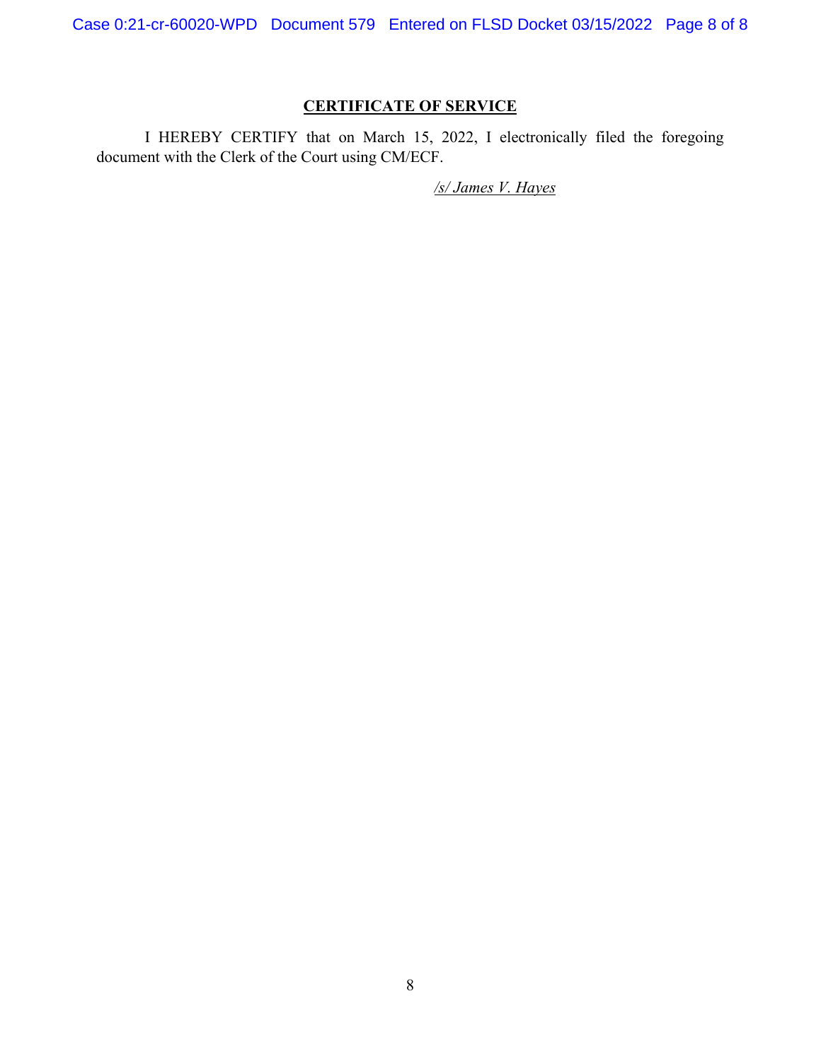## CERTIFICATE OF SERVICE

I HEREBY CERTIFY that on March 15, 2022, I electronically filed the foregoing document with the Clerk of the Court using CM/ECF.

*/s/ James V. Hayes*